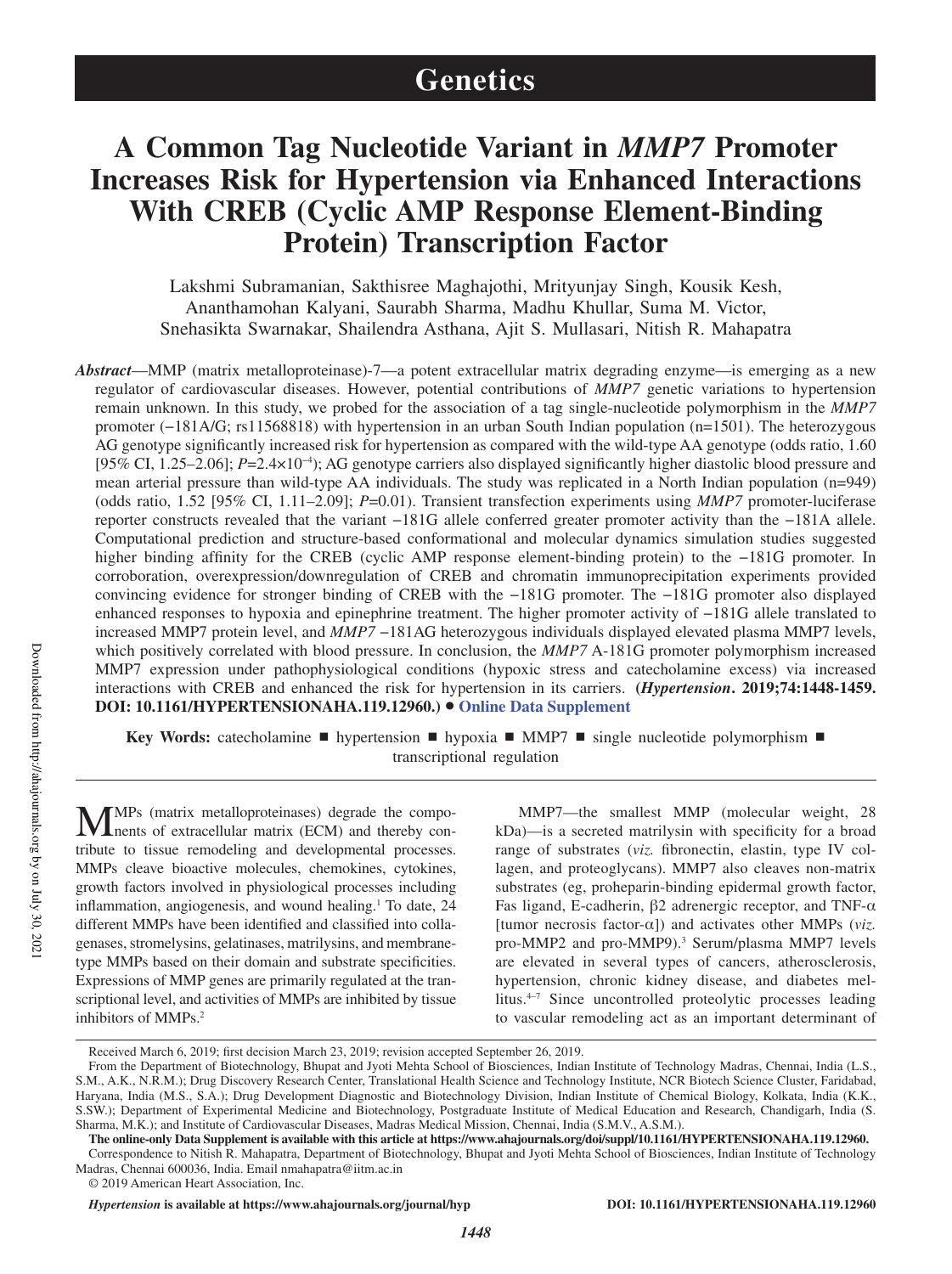# Genetics

# A Common Tag Nucleotide Variant in *MMP7* Promoter Increases Risk for Hypertension via Enhanced Interactions With CREB (Cyclic AMP Response Element-Binding Protein) Transcription Factor

Lakshmi Subramanian, Sakthisree Maghajothi, Mrityunjay Singh, Kousik Kesh, Ananthamohan Kalyani, Saurabh Sharma, Madhu Khullar, Suma M. Victor, Snehasikta Swarnakar, Shailendra Asthana, Ajit S. Mullasari, Nitish R. Mahapatra

***Abstract*****—**MMP (matrix metalloproteinase)-7—a potent extracellular matrix degrading enzyme—is emerging as a new regulator of cardiovascular diseases. However, potential contributions of *MMP7* genetic variations to hypertension remain unknown. In this study, we probed for the association of a tag single-nucleotide polymorphism in the *MMP7* promoter (−181A/G; rs11568818) with hypertension in an urban South Indian population (n=1501). The heterozygous AG genotype significantly increased risk for hypertension as compared with the wild-type AA genotype (odds ratio, 1.60 [95% CI, 1.25–2.06]; $P=2.4\times10^{-4}$); AG genotype carriers also displayed significantly higher diastolic blood pressure and mean arterial pressure than wild-type AA individuals. The study was replicated in a North Indian population (n=949) (odds ratio, 1.52 [95% CI, 1.11–2.09]; $P=0.01$). Transient transfection experiments using *MMP7* promoter-luciferase reporter constructs revealed that the variant −181G allele conferred greater promoter activity than the −181A allele. Computational prediction and structure-based conformational and molecular dynamics simulation studies suggested higher binding affinity for the CREB (cyclic AMP response element-binding protein) to the −181G promoter. In corroboration, overexpression/downregulation of CREB and chromatin immunoprecipitation experiments provided convincing evidence for stronger binding of CREB with the −181G promoter. The −181G promoter also displayed enhanced responses to hypoxia and epinephrine treatment. The higher promoter activity of −181G allele translated to increased MMP7 protein level, and *MMP7* −181AG heterozygous individuals displayed elevated plasma MMP7 levels, which positively correlated with blood pressure. In conclusion, the *MMP7* A-181G promoter polymorphism increased MMP7 expression under pathophysiological conditions (hypoxic stress and catecholamine excess) via increased interactions with CREB and enhanced the risk for hypertension in its carriers. **(*Hypertension*. 2019;74:1448-1459. DOI: 10.1161/HYPERTENSIONAHA.119.12960.)** • **Online Data Supplement**

**Key Words:** catecholamine ■ hypertension ■ hypoxia ■ MMP7 ■ single nucleotide polymorphism ■ transcriptional regulation

MMPs (matrix metalloproteinases) degrade the components of extracellular matrix (ECM) and thereby contribute to tissue remodeling and developmental processes. MMPs cleave bioactive molecules, chemokines, cytokines, growth factors involved in physiological processes including inflammation, angiogenesis, and wound healing.[1] To date, 24 different MMPs have been identified and classified into collagenases, stromelysins, gelatinases, matrilysins, and membrane-type MMPs based on their domain and substrate specificities. Expressions of MMP genes are primarily regulated at the transcriptional level, and activities of MMPs are inhibited by tissue inhibitors of MMPs.[2]

MMP7—the smallest MMP (molecular weight, 28 kDa)—is a secreted matrilysin with specificity for a broad range of substrates (*viz.* fibronectin, elastin, type IV collagen, and proteoglycans). MMP7 also cleaves non-matrix substrates (eg, proheparin-binding epidermal growth factor, Fas ligand, E-cadherin, β2 adrenergic receptor, and TNF-α [tumor necrosis factor-α]) and activates other MMPs (*viz.* pro-MMP2 and pro-MMP9).[3] Serum/plasma MMP7 levels are elevated in several types of cancers, atherosclerosis, hypertension, chronic kidney disease, and diabetes mellitus.[4–7] Since uncontrolled proteolytic processes leading to vascular remodeling act as an important determinant of

Received March 6, 2019; first decision March 23, 2019; revision accepted September 26, 2019.

From the Department of Biotechnology, Bhupat and Jyoti Mehta School of Biosciences, Indian Institute of Technology Madras, Chennai, India (L.S., S.M., A.K., N.R.M.); Drug Discovery Research Center, Translational Health Science and Technology Institute, NCR Biotech Science Cluster, Faridabad, Haryana, India (M.S., S.A.); Drug Development Diagnostic and Biotechnology Division, Indian Institute of Chemical Biology, Kolkata, India (K.K., S.SW.); Department of Experimental Medicine and Biotechnology, Postgraduate Institute of Medical Education and Research, Chandigarh, India (S. Sharma, M.K.); and Institute of Cardiovascular Diseases, Madras Medical Mission, Chennai, India (S.M.V., A.S.M.).

**The online-only Data Supplement is available with this article at https://www.ahajournals.org/doi/suppl/10.1161/HYPERTENSIONAHA.119.12960.**

Correspondence to Nitish R. Mahapatra, Department of Biotechnology, Bhupat and Jyoti Mehta School of Biosciences, Indian Institute of Technology Madras, Chennai 600036, India. Email nmahapatra@iitm.ac.in

© 2019 American Heart Association, Inc.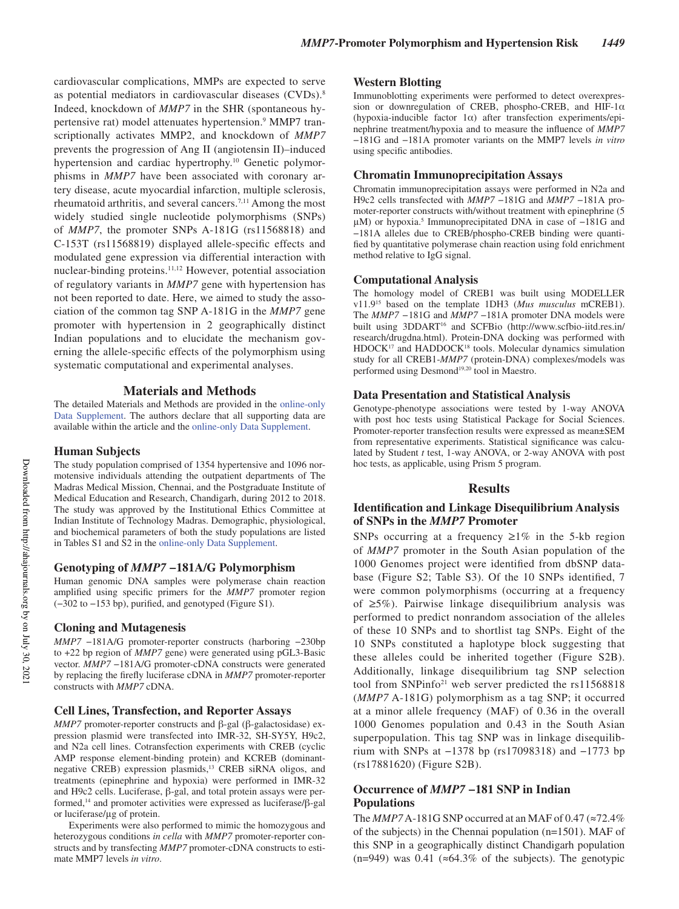cardiovascular complications, MMPs are expected to serve as potential mediators in cardiovascular diseases (CVDs).[8] Indeed, knockdown of *MMP7* in the SHR (spontaneous hypertensive rat) model attenuates hypertension.[9] MMP7 transcriptionally activates MMP2, and knockdown of *MMP7* prevents the progression of Ang II (angiotensin II)–induced hypertension and cardiac hypertrophy.[10] Genetic polymorphisms in *MMP7* have been associated with coronary artery disease, acute myocardial infarction, multiple sclerosis, rheumatoid arthritis, and several cancers.[7,11] Among the most widely studied single nucleotide polymorphisms (SNPs) of *MMP7*, the promoter SNPs A-181G (rs11568818) and C-153T (rs11568819) displayed allele-specific effects and modulated gene expression via differential interaction with nuclear-binding proteins.[11,12] However, potential association of regulatory variants in *MMP7* gene with hypertension has not been reported to date. Here, we aimed to study the association of the common tag SNP A-181G in the *MMP7* gene promoter with hypertension in 2 geographically distinct Indian populations and to elucidate the mechanism governing the allele-specific effects of the polymorphism using systematic computational and experimental analyses.

## Materials and Methods

The detailed Materials and Methods are provided in the online-only Data Supplement. The authors declare that all supporting data are available within the article and the online-only Data Supplement.

### Human Subjects

The study population comprised of 1354 hypertensive and 1096 normotensive individuals attending the outpatient departments of The Madras Medical Mission, Chennai, and the Postgraduate Institute of Medical Education and Research, Chandigarh, during 2012 to 2018. The study was approved by the Institutional Ethics Committee at Indian Institute of Technology Madras. Demographic, physiological, and biochemical parameters of both the study populations are listed in Tables S1 and S2 in the online-only Data Supplement.

### Genotyping of *MMP7* −181A/G Polymorphism

Human genomic DNA samples were polymerase chain reaction amplified using specific primers for the *MMP7* promoter region (−302 to −153 bp), purified, and genotyped (Figure S1).

### Cloning and Mutagenesis

*MMP7* −181A/G promoter-reporter constructs (harboring −230bp to +22 bp region of *MMP7* gene) were generated using pGL3-Basic vector. *MMP7* −181A/G promoter-cDNA constructs were generated by replacing the firefly luciferase cDNA in *MMP7* promoter-reporter constructs with *MMP7* cDNA.

### Cell Lines, Transfection, and Reporter Assays

*MMP7* promoter-reporter constructs and β-gal (β-galactosidase) expression plasmid were transfected into IMR-32, SH-SY5Y, H9c2, and N2a cell lines. Cotransfection experiments with CREB (cyclic AMP response element-binding protein) and KCREB (dominant-negative CREB) expression plasmids,[13] CREB siRNA oligos, and treatments (epinephrine and hypoxia) were performed in IMR-32 and H9c2 cells. Luciferase, β-gal, and total protein assays were performed,[14] and promoter activities were expressed as luciferase/β-gal or luciferase/μg of protein.

Experiments were also performed to mimic the homozygous and heterozygous conditions *in cella* with *MMP7* promoter-reporter constructs and by transfecting *MMP7* promoter-cDNA constructs to estimate MMP7 levels *in vitro*.

### Western Blotting

Immunoblotting experiments were performed to detect overexpression or downregulation of CREB, phospho-CREB, and HIF-1α (hypoxia-inducible factor 1α) after transfection experiments/epinephrine treatment/hypoxia and to measure the influence of *MMP7* −181G and −181A promoter variants on the MMP7 levels *in vitro* using specific antibodies.

### Chromatin Immunoprecipitation Assays

Chromatin immunoprecipitation assays were performed in N2a and H9c2 cells transfected with *MMP7* −181G and *MMP7* −181A promoter-reporter constructs with/without treatment with epinephrine (5 μM) or hypoxia.[5] Immunoprecipitated DNA in case of −181G and −181A alleles due to CREB/phospho-CREB binding were quantified by quantitative polymerase chain reaction using fold enrichment method relative to IgG signal.

### Computational Analysis

The homology model of CREB1 was built using MODELLER v11.9[15] based on the template 1DH3 (*Mus musculus* mCREB1). The *MMP7* −181G and *MMP7* −181A promoter DNA models were built using 3DDART[16] and SCFBio (http://www.scfbio-iitd.res.in/research/drugdna.html). Protein-DNA docking was performed with HDOCK[17] and HADDOCK[18] tools. Molecular dynamics simulation study for all CREB1-*MMP7* (protein-DNA) complexes/models was performed using Desmond[19,20] tool in Maestro.

### Data Presentation and Statistical Analysis

Genotype-phenotype associations were tested by 1-way ANOVA with post hoc tests using Statistical Package for Social Sciences. Promoter-reporter transfection results were expressed as mean±SEM from representative experiments. Statistical significance was calculated by Student *t* test, 1-way ANOVA, or 2-way ANOVA with post hoc tests, as applicable, using Prism 5 program.

## Results

### Identification and Linkage Disequilibrium Analysis of SNPs in the *MMP7* Promoter

SNPs occurring at a frequency ≥1% in the 5-kb region of *MMP7* promoter in the South Asian population of the 1000 Genomes project were identified from dbSNP database (Figure S2; Table S3). Of the 10 SNPs identified, 7 were common polymorphisms (occurring at a frequency of ≥5%). Pairwise linkage disequilibrium analysis was performed to predict nonrandom association of the alleles of these 10 SNPs and to shortlist tag SNPs. Eight of the 10 SNPs constituted a haplotype block suggesting that these alleles could be inherited together (Figure S2B). Additionally, linkage disequilibrium tag SNP selection tool from SNPinfo[21] web server predicted the rs11568818 (*MMP7* A-181G) polymorphism as a tag SNP; it occurred at a minor allele frequency (MAF) of 0.36 in the overall 1000 Genomes population and 0.43 in the South Asian superpopulation. This tag SNP was in linkage disequilibrium with SNPs at −1378 bp (rs17098318) and −1773 bp (rs17881620) (Figure S2B).

### Occurrence of *MMP7* −181 SNP in Indian Populations

The *MMP7* A-181G SNP occurred at an MAF of 0.47 (≈72.4% of the subjects) in the Chennai population (n=1501). MAF of this SNP in a geographically distinct Chandigarh population (n=949) was 0.41 (≈64.3% of the subjects). The genotypic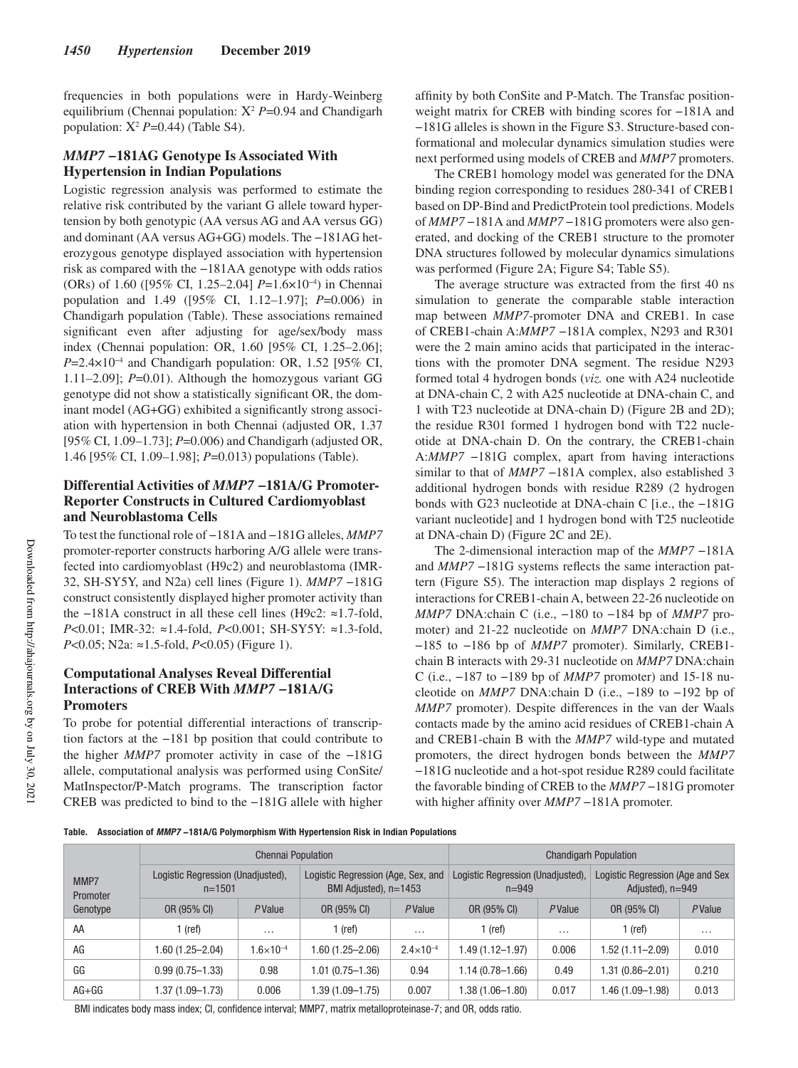frequencies in both populations were in Hardy-Weinberg equilibrium (Chennai population: $X^2$ $P$=0.94 and Chandigarh population: $X^2$ $P$=0.44) (Table S4).

### *MMP7* −181AG Genotype Is Associated With Hypertension in Indian Populations

Logistic regression analysis was performed to estimate the relative risk contributed by the variant G allele toward hypertension by both genotypic (AA versus AG and AA versus GG) and dominant (AA versus AG+GG) models. The −181AG heterozygous genotype displayed association with hypertension risk as compared with the −181AA genotype with odds ratios (ORs) of 1.60 ([95% CI, 1.25–2.04] $P=1.6\times10^{-4}$) in Chennai population and 1.49 ([95% CI, 1.12–1.97]; $P$=0.006) in Chandigarh population (Table). These associations remained significant even after adjusting for age/sex/body mass index (Chennai population: OR, 1.60 [95% CI, 1.25–2.06]; $P=2.4\times10^{-4}$ and Chandigarh population: OR, 1.52 [95% CI, 1.11–2.09]; $P$=0.01). Although the homozygous variant GG genotype did not show a statistically significant OR, the dominant model (AG+GG) exhibited a significantly strong association with hypertension in both Chennai (adjusted OR, 1.37 [95% CI, 1.09–1.73]; $P$=0.006) and Chandigarh (adjusted OR, 1.46 [95% CI, 1.09–1.98]; $P$=0.013) populations (Table).

### Differential Activities of *MMP7* −181A/G Promoter-Reporter Constructs in Cultured Cardiomyoblast and Neuroblastoma Cells

To test the functional role of −181A and −181G alleles, *MMP7* promoter-reporter constructs harboring A/G allele were transfected into cardiomyoblast (H9c2) and neuroblastoma (IMR-32, SH-SY5Y, and N2a) cell lines (Figure 1). *MMP7* −181G construct consistently displayed higher promoter activity than the −181A construct in all these cell lines (H9c2: ≈1.7-fold, $P$<0.01; IMR-32: ≈1.4-fold, $P$<0.001; SH-SY5Y: ≈1.3-fold, $P$<0.05; N2a: ≈1.5-fold, $P$<0.05) (Figure 1).

### Computational Analyses Reveal Differential Interactions of CREB With *MMP7* −181A/G Promoters

To probe for potential differential interactions of transcription factors at the −181 bp position that could contribute to the higher *MMP7* promoter activity in case of the −181G allele, computational analysis was performed using ConSite/MatInspector/P-Match programs. The transcription factor CREB was predicted to bind to the −181G allele with higher affinity by both ConSite and P-Match. The Transfac position-weight matrix for CREB with binding scores for −181A and −181G alleles is shown in the Figure S3. Structure-based conformational and molecular dynamics simulation studies were next performed using models of CREB and *MMP7* promoters.

The CREB1 homology model was generated for the DNA binding region corresponding to residues 280-341 of CREB1 based on DP-Bind and PredictProtein tool predictions. Models of *MMP7* −181A and *MMP7* −181G promoters were also generated, and docking of the CREB1 structure to the promoter DNA structures followed by molecular dynamics simulations was performed (Figure 2A; Figure S4; Table S5).

The average structure was extracted from the first 40 ns simulation to generate the comparable stable interaction map between *MMP7*-promoter DNA and CREB1. In case of CREB1-chain A:*MMP7* −181A complex, N293 and R301 were the 2 main amino acids that participated in the interactions with the promoter DNA segment. The residue N293 formed total 4 hydrogen bonds (*viz.* one with A24 nucleotide at DNA-chain C, 2 with A25 nucleotide at DNA-chain C, and 1 with T23 nucleotide at DNA-chain D) (Figure 2B and 2D); the residue R301 formed 1 hydrogen bond with T22 nucleotide at DNA-chain D. On the contrary, the CREB1-chain A:*MMP7* −181G complex, apart from having interactions similar to that of *MMP7* −181A complex, also established 3 additional hydrogen bonds with residue R289 (2 hydrogen bonds with G23 nucleotide at DNA-chain C [i.e., the −181G variant nucleotide] and 1 hydrogen bond with T25 nucleotide at DNA-chain D) (Figure 2C and 2E).

The 2-dimensional interaction map of the *MMP7* −181A and *MMP7* −181G systems reflects the same interaction pattern (Figure S5). The interaction map displays 2 regions of interactions for CREB1-chain A, between 22-26 nucleotide on *MMP7* DNA:chain C (i.e., −180 to −184 bp of *MMP7* promoter) and 21-22 nucleotide on *MMP7* DNA:chain D (i.e., −185 to −186 bp of *MMP7* promoter). Similarly, CREB1-chain B interacts with 29-31 nucleotide on *MMP7* DNA:chain C (i.e., −187 to −189 bp of *MMP7* promoter) and 15-18 nucleotide on *MMP7* DNA:chain D (i.e., −189 to −192 bp of *MMP7* promoter). Despite differences in the van der Waals contacts made by the amino acid residues of CREB1-chain A and CREB1-chain B with the *MMP7* wild-type and mutated promoters, the direct hydrogen bonds between the *MMP7* −181G nucleotide and a hot-spot residue R289 could facilitate the favorable binding of CREB to the *MMP7* −181G promoter with higher affinity over *MMP7* −181A promoter.

**Table. Association of *MMP7* −181A/G Polymorphism With Hypertension Risk in Indian Populations**

| MMP7 Promoter Genotype | Chennai Population: Logistic Regression (Unadjusted), n=1501 | | Chennai Population: Logistic Regression (Age, Sex, and BMI Adjusted), n=1453 | | Chandigarh Population: Logistic Regression (Unadjusted), n=949 | | Chandigarh Population: Logistic Regression (Age and Sex Adjusted), n=949 | |
|---|---|---|---|---|---|---|---|---|
| | OR (95% CI) | *P* Value | OR (95% CI) | *P* Value | OR (95% CI) | *P* Value | OR (95% CI) | *P* Value |
| AA | 1 (ref) | … | 1 (ref) | … | 1 (ref) | … | 1 (ref) | … |
| AG | 1.60 (1.25–2.04) | $1.6\times10^{-4}$ | 1.60 (1.25–2.06) | $2.4\times10^{-4}$ | 1.49 (1.12–1.97) | 0.006 | 1.52 (1.11–2.09) | 0.010 |
| GG | 0.99 (0.75–1.33) | 0.98 | 1.01 (0.75–1.36) | 0.94 | 1.14 (0.78–1.66) | 0.49 | 1.31 (0.86–2.01) | 0.210 |
| AG+GG | 1.37 (1.09–1.73) | 0.006 | 1.39 (1.09–1.75) | 0.007 | 1.38 (1.06–1.80) | 0.017 | 1.46 (1.09–1.98) | 0.013 |

BMI indicates body mass index; CI, confidence interval; MMP7, matrix metalloproteinase-7; and OR, odds ratio.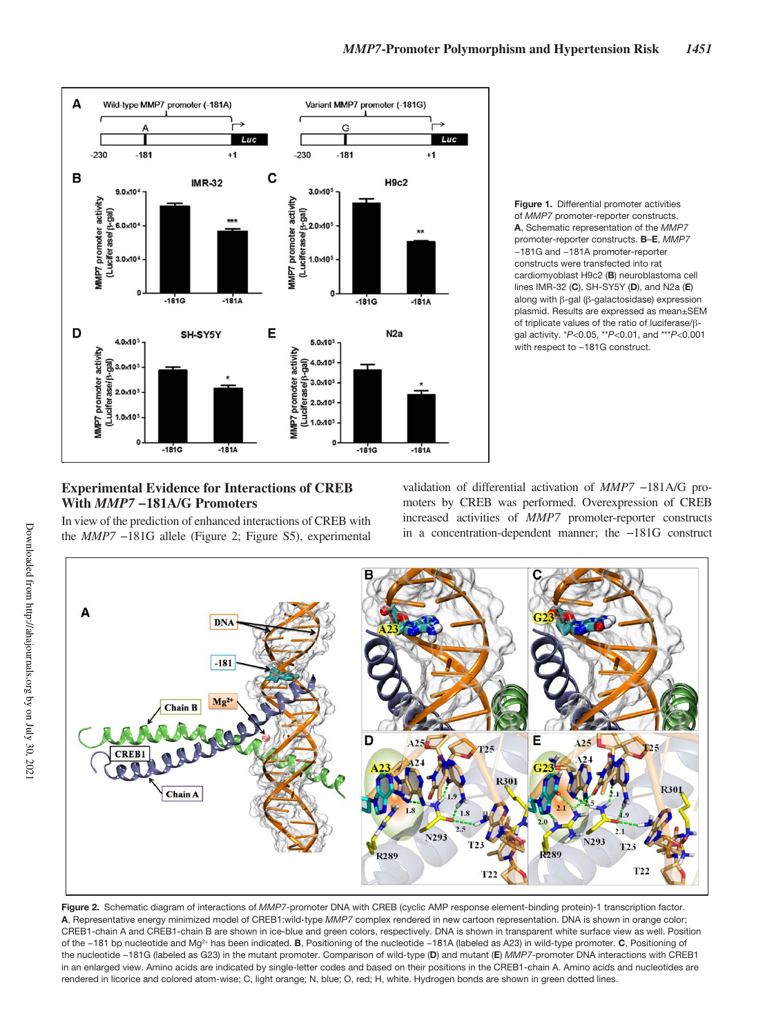**Figure 1.** Differential promoter activities of *MMP7* promoter-reporter constructs. **A**, Schematic representation of the *MMP7* promoter-reporter constructs. **B**–**E**, *MMP7* −181G and −181A promoter-reporter constructs were transfected into rat cardiomyoblast H9c2 (**B**) neuroblastoma cell lines IMR-32 (**C**), SH-SY5Y (**D**), and N2a (**E**) along with β-gal (β-galactosidase) expression plasmid. Results are expressed as mean±SEM of triplicate values of the ratio of luciferase/β-gal activity. \*$P<0.05$, \*\*$P<0.01$, and \*\*\*$P<0.001$ with respect to −181G construct.

## Experimental Evidence for Interactions of CREB With *MMP7* −181A/G Promoters

In view of the prediction of enhanced interactions of CREB with the *MMP7* −181G allele (Figure 2; Figure S5), experimental validation of differential activation of *MMP7* −181A/G promoters by CREB was performed. Overexpression of CREB increased activities of *MMP7* promoter-reporter constructs in a concentration-dependent manner; the −181G construct

**Figure 2.** Schematic diagram of interactions of *MMP7*-promoter DNA with CREB (cyclic AMP response element-binding protein)-1 transcription factor. **A**, Representative energy minimized model of CREB1:wild-type *MMP7* complex rendered in new cartoon representation. DNA is shown in orange color; CREB1-chain A and CREB1-chain B are shown in ice-blue and green colors, respectively. DNA is shown in transparent white surface view as well. Position of the −181 bp nucleotide and $Mg^{2+}$ has been indicated. **B**, Positioning of the nucleotide −181A (labeled as A23) in wild-type promoter. **C**, Positioning of the nucleotide −181G (labeled as G23) in the mutant promoter. Comparison of wild-type (**D**) and mutant (**E**) *MMP7*-promoter DNA interactions with CREB1 in an enlarged view. Amino acids are indicated by single-letter codes and based on their positions in the CREB1-chain A. Amino acids and nucleotides are rendered in licorice and colored atom-wise; C, light orange; N, blue; O, red; H, white. Hydrogen bonds are shown in green dotted lines.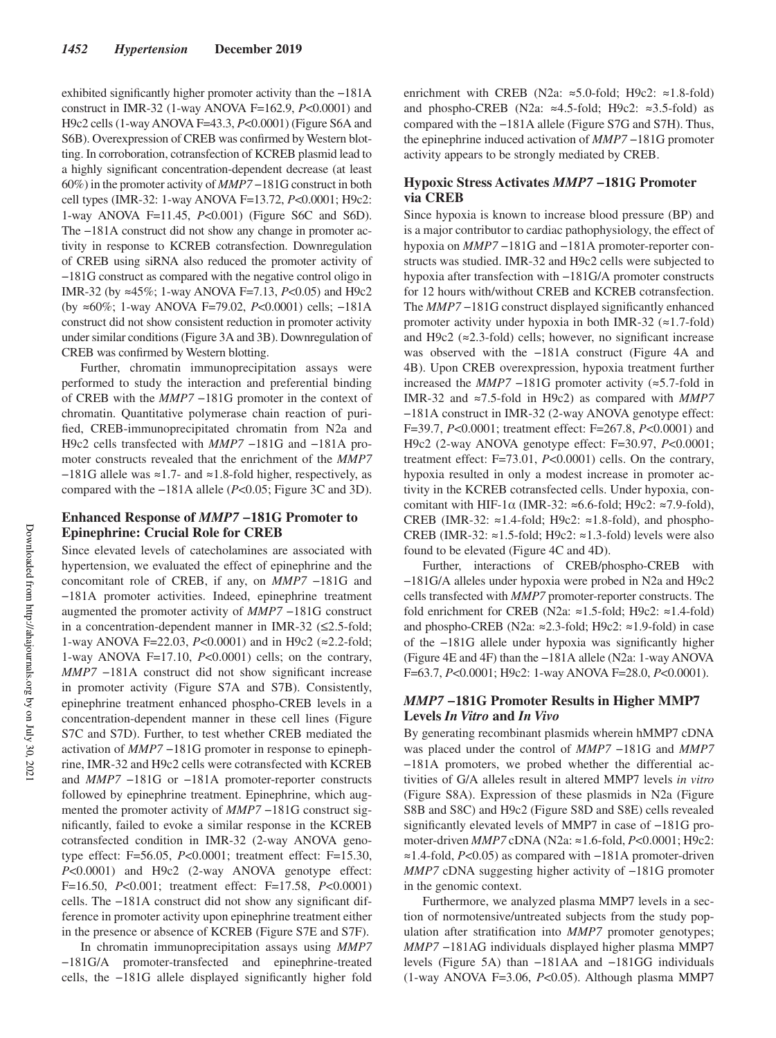exhibited significantly higher promoter activity than the −181A construct in IMR-32 (1-way ANOVA F=162.9, $P<0.0001$) and H9c2 cells (1-way ANOVA F=43.3, $P<0.0001$) (Figure S6A and S6B). Overexpression of CREB was confirmed by Western blotting. In corroboration, cotransfection of KCREB plasmid lead to a highly significant concentration-dependent decrease (at least 60%) in the promoter activity of *MMP7* −181G construct in both cell types (IMR-32: 1-way ANOVA F=13.72, $P<0.0001$; H9c2: 1-way ANOVA F=11.45, $P<0.001$) (Figure S6C and S6D). The −181A construct did not show any change in promoter activity in response to KCREB cotransfection. Downregulation of CREB using siRNA also reduced the promoter activity of −181G construct as compared with the negative control oligo in IMR-32 (by ≈45%; 1-way ANOVA F=7.13, $P<0.05$) and H9c2 (by ≈60%; 1-way ANOVA F=79.02, $P<0.0001$) cells; −181A construct did not show consistent reduction in promoter activity under similar conditions (Figure 3A and 3B). Downregulation of CREB was confirmed by Western blotting.

Further, chromatin immunoprecipitation assays were performed to study the interaction and preferential binding of CREB with the *MMP7* −181G promoter in the context of chromatin. Quantitative polymerase chain reaction of purified, CREB-immunoprecipitated chromatin from N2a and H9c2 cells transfected with *MMP7* −181G and −181A promoter constructs revealed that the enrichment of the *MMP7* −181G allele was ≈1.7- and ≈1.8-fold higher, respectively, as compared with the −181A allele ($P<0.05$; Figure 3C and 3D).

## Enhanced Response of *MMP7* −181G Promoter to Epinephrine: Crucial Role for CREB

Since elevated levels of catecholamines are associated with hypertension, we evaluated the effect of epinephrine and the concomitant role of CREB, if any, on *MMP7* −181G and −181A promoter activities. Indeed, epinephrine treatment augmented the promoter activity of *MMP7* −181G construct in a concentration-dependent manner in IMR-32 (≤2.5-fold; 1-way ANOVA F=22.03, $P<0.0001$) and in H9c2 (≈2.2-fold; 1-way ANOVA F=17.10, $P<0.0001$) cells; on the contrary, *MMP7* −181A construct did not show significant increase in promoter activity (Figure S7A and S7B). Consistently, epinephrine treatment enhanced phospho-CREB levels in a concentration-dependent manner in these cell lines (Figure S7C and S7D). Further, to test whether CREB mediated the activation of *MMP7* −181G promoter in response to epinephrine, IMR-32 and H9c2 cells were cotransfected with KCREB and *MMP7* −181G or −181A promoter-reporter constructs followed by epinephrine treatment. Epinephrine, which augmented the promoter activity of *MMP7* −181G construct significantly, failed to evoke a similar response in the KCREB cotransfected condition in IMR-32 (2-way ANOVA genotype effect: F=56.05, $P<0.0001$; treatment effect: F=15.30, $P<0.0001$) and H9c2 (2-way ANOVA genotype effect: F=16.50, $P<0.001$; treatment effect: F=17.58, $P<0.0001$) cells. The −181A construct did not show any significant difference in promoter activity upon epinephrine treatment either in the presence or absence of KCREB (Figure S7E and S7F).

In chromatin immunoprecipitation assays using *MMP7* −181G/A promoter-transfected and epinephrine-treated cells, the −181G allele displayed significantly higher fold enrichment with CREB (N2a: ≈5.0-fold; H9c2: ≈1.8-fold) and phospho-CREB (N2a: ≈4.5-fold; H9c2: ≈3.5-fold) as compared with the −181A allele (Figure S7G and S7H). Thus, the epinephrine induced activation of *MMP7* −181G promoter activity appears to be strongly mediated by CREB.

## Hypoxic Stress Activates *MMP7* −181G Promoter via CREB

Since hypoxia is known to increase blood pressure (BP) and is a major contributor to cardiac pathophysiology, the effect of hypoxia on *MMP7* −181G and −181A promoter-reporter constructs was studied. IMR-32 and H9c2 cells were subjected to hypoxia after transfection with −181G/A promoter constructs for 12 hours with/without CREB and KCREB cotransfection. The *MMP7* −181G construct displayed significantly enhanced promoter activity under hypoxia in both IMR-32 (≈1.7-fold) and H9c2 (≈2.3-fold) cells; however, no significant increase was observed with the −181A construct (Figure 4A and 4B). Upon CREB overexpression, hypoxia treatment further increased the *MMP7* −181G promoter activity (≈5.7-fold in IMR-32 and ≈7.5-fold in H9c2) as compared with *MMP7* −181A construct in IMR-32 (2-way ANOVA genotype effect: F=39.7, $P<0.0001$; treatment effect: F=267.8, $P<0.0001$) and H9c2 (2-way ANOVA genotype effect: F=30.97, $P<0.0001$; treatment effect: F=73.01, $P<0.0001$) cells. On the contrary, hypoxia resulted in only a modest increase in promoter activity in the KCREB cotransfected cells. Under hypoxia, concomitant with HIF-1α (IMR-32: ≈6.6-fold; H9c2: ≈7.9-fold), CREB (IMR-32: ≈1.4-fold; H9c2: ≈1.8-fold), and phospho-CREB (IMR-32: ≈1.5-fold; H9c2: ≈1.3-fold) levels were also found to be elevated (Figure 4C and 4D).

Further, interactions of CREB/phospho-CREB with −181G/A alleles under hypoxia were probed in N2a and H9c2 cells transfected with *MMP7* promoter-reporter constructs. The fold enrichment for CREB (N2a: ≈1.5-fold; H9c2: ≈1.4-fold) and phospho-CREB (N2a: ≈2.3-fold; H9c2: ≈1.9-fold) in case of the −181G allele under hypoxia was significantly higher (Figure 4E and 4F) than the −181A allele (N2a: 1-way ANOVA F=63.7, $P<0.0001$; H9c2: 1-way ANOVA F=28.0, $P<0.0001$).

## *MMP7* −181G Promoter Results in Higher MMP7 Levels *In Vitro* and *In Vivo*

By generating recombinant plasmids wherein hMMP7 cDNA was placed under the control of *MMP7* −181G and *MMP7* −181A promoters, we probed whether the differential activities of G/A alleles result in altered MMP7 levels *in vitro* (Figure S8A). Expression of these plasmids in N2a (Figure S8B and S8C) and H9c2 (Figure S8D and S8E) cells revealed significantly elevated levels of MMP7 in case of −181G promoter-driven *MMP7* cDNA (N2a: ≈1.6-fold, $P<0.0001$; H9c2: ≈1.4-fold, $P<0.05$) as compared with −181A promoter-driven *MMP7* cDNA suggesting higher activity of −181G promoter in the genomic context.

Furthermore, we analyzed plasma MMP7 levels in a section of normotensive/untreated subjects from the study population after stratification into *MMP7* promoter genotypes; *MMP7* −181AG individuals displayed higher plasma MMP7 levels (Figure 5A) than −181AA and −181GG individuals (1-way ANOVA F=3.06, $P<0.05$). Although plasma MMP7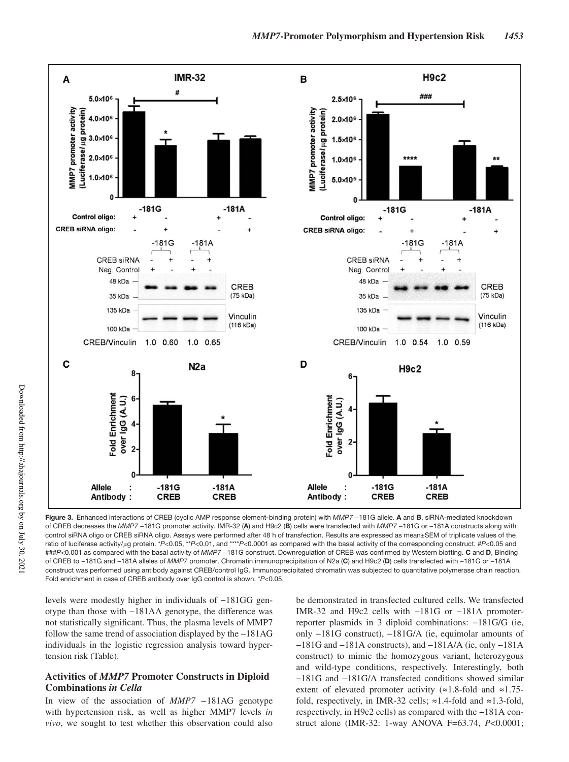**Figure 3.** Enhanced interactions of CREB (cyclic AMP response element-binding protein) with *MMP7* −181G allele. **A** and **B**, siRNA-mediated knockdown of CREB decreases the *MMP7* −181G promoter activity. IMR-32 (**A**) and H9c2 (**B**) cells were transfected with *MMP7* −181G or −181A constructs along with control siRNA oligo or CREB siRNA oligo. Assays were performed after 48 h of transfection. Results are expressed as mean±SEM of triplicate values of the ratio of luciferase activity/μg protein. \*$P<0.05$, \*\*$P<0.01$, and \*\*\*\*$P<0.0001$ as compared with the basal activity of the corresponding construct. #$P<0.05$ and ###$P<0.001$ as compared with the basal activity of *MMP7* −181G construct. Downregulation of CREB was confirmed by Western blotting. **C** and **D**, Binding of CREB to −181G and −181A alleles of *MMP7* promoter. Chromatin immunoprecipitation of N2a (**C**) and H9c2 (**D**) cells transfected with −181G or −181A construct was performed using antibody against CREB/control IgG. Immunoprecipitated chromatin was subjected to quantitative polymerase chain reaction. Fold enrichment in case of CREB antibody over IgG control is shown. \*$P<0.05$.

levels were modestly higher in individuals of −181GG genotype than those with −181AA genotype, the difference was not statistically significant. Thus, the plasma levels of MMP7 follow the same trend of association displayed by the −181AG individuals in the logistic regression analysis toward hypertension risk (Table).

### Activities of *MMP7* Promoter Constructs in Diploid Combinations *in Cella*

In view of the association of *MMP7* −181AG genotype with hypertension risk, as well as higher MMP7 levels *in vivo*, we sought to test whether this observation could also be demonstrated in transfected cultured cells. We transfected IMR-32 and H9c2 cells with −181G or −181A promoter-reporter plasmids in 3 diploid combinations: −181G/G (ie, only −181G construct), −181G/A (ie, equimolar amounts of −181G and −181A constructs), and −181A/A (ie, only −181A construct) to mimic the homozygous variant, heterozygous and wild-type conditions, respectively. Interestingly, both −181G and −181G/A transfected conditions showed similar extent of elevated promoter activity (≈1.8-fold and ≈1.75-fold, respectively, in IMR-32 cells; ≈1.4-fold and ≈1.3-fold, respectively, in H9c2 cells) as compared with the −181A construct alone (IMR-32: 1-way ANOVA $F=63.74$, $P<0.0001$;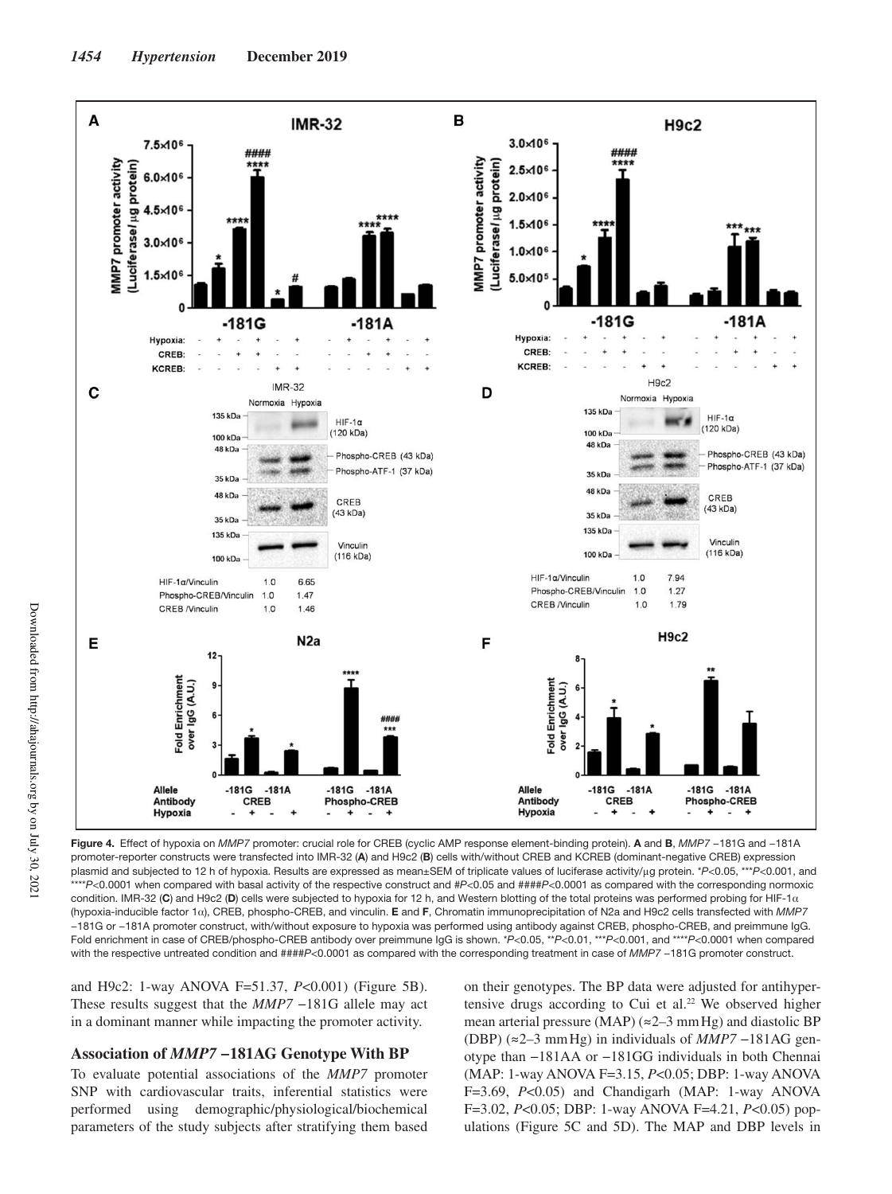**Figure 4.** Effect of hypoxia on *MMP7* promoter: crucial role for CREB (cyclic AMP response element-binding protein). **A** and **B**, *MMP7* −181G and −181A promoter-reporter constructs were transfected into IMR-32 (**A**) and H9c2 (**B**) cells with/without CREB and KCREB (dominant-negative CREB) expression plasmid and subjected to 12 h of hypoxia. Results are expressed as mean±SEM of triplicate values of luciferase activity/μg protein. \*$P<0.05$, \*\*\*$P<0.001$, and \*\*\*\*$P<0.0001$ when compared with basal activity of the respective construct and #$P<0.05$ and ####$P<0.0001$ as compared with the corresponding normoxic condition. IMR-32 (**C**) and H9c2 (**D**) cells were subjected to hypoxia for 12 h, and Western blotting of the total proteins was performed probing for HIF-1α (hypoxia-inducible factor 1α), CREB, phospho-CREB, and vinculin. **E** and **F**, Chromatin immunoprecipitation of N2a and H9c2 cells transfected with *MMP7* −181G or −181A promoter construct, with/without exposure to hypoxia was performed using antibody against CREB, phospho-CREB, and preimmune IgG. Fold enrichment in case of CREB/phospho-CREB antibody over preimmune IgG is shown. \*$P<0.05$, \*\*$P<0.01$, \*\*\*$P<0.001$, and \*\*\*\*$P<0.0001$ when compared with the respective untreated condition and ####$P<0.0001$ as compared with the corresponding treatment in case of *MMP7* −181G promoter construct.

and H9c2: 1-way ANOVA F=51.37, $P<0.001$) (Figure 5B). These results suggest that the *MMP7* −181G allele may act in a dominant manner while impacting the promoter activity.

### Association of *MMP7* −181AG Genotype With BP

To evaluate potential associations of the *MMP7* promoter SNP with cardiovascular traits, inferential statistics were performed using demographic/physiological/biochemical parameters of the study subjects after stratifying them based on their genotypes. The BP data were adjusted for antihypertensive drugs according to Cui et al.[22] We observed higher mean arterial pressure (MAP) (≈2–3 mm Hg) and diastolic BP (DBP) (≈2–3 mm Hg) in individuals of *MMP7* −181AG genotype than −181AA or −181GG individuals in both Chennai (MAP: 1-way ANOVA F=3.15, $P<0.05$; DBP: 1-way ANOVA F=3.69, $P<0.05$) and Chandigarh (MAP: 1-way ANOVA F=3.02, $P<0.05$; DBP: 1-way ANOVA F=4.21, $P<0.05$) populations (Figure 5C and 5D). The MAP and DBP levels in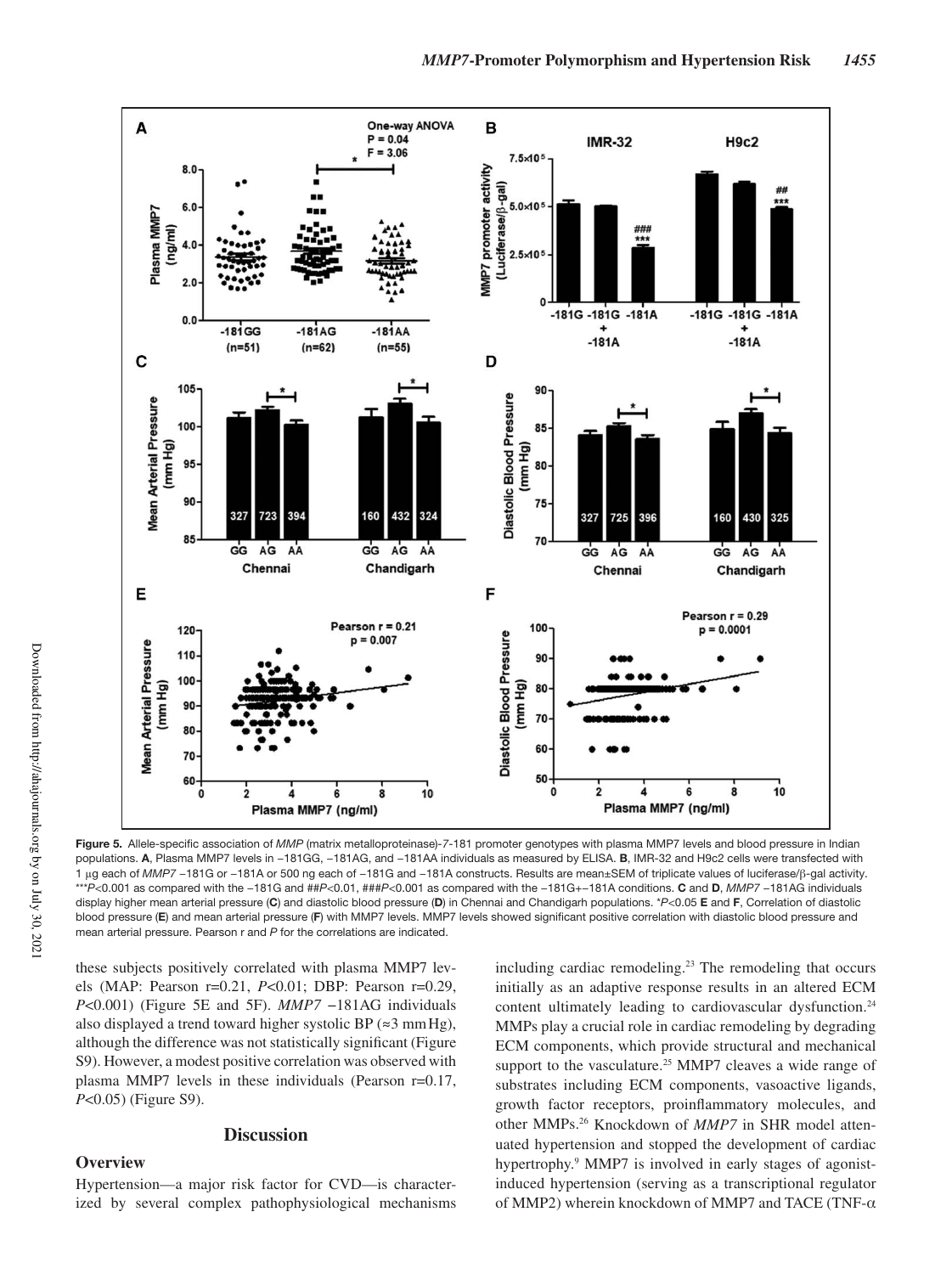**Figure 5.** Allele-specific association of *MMP* (matrix metalloproteinase)-7-181 promoter genotypes with plasma MMP7 levels and blood pressure in Indian populations. **A**, Plasma MMP7 levels in −181GG, −181AG, and −181AA individuals as measured by ELISA. **B**, IMR-32 and H9c2 cells were transfected with 1 μg each of *MMP7* −181G or −181A or 500 ng each of −181G and −181A constructs. Results are mean±SEM of triplicate values of luciferase/β-gal activity. \*\*\**P*<0.001 as compared with the −181G and ##*P*<0.01, ###*P*<0.001 as compared with the −181G+−181A conditions. **C** and **D**, *MMP7* −181AG individuals display higher mean arterial pressure (**C**) and diastolic blood pressure (**D**) in Chennai and Chandigarh populations. \**P*<0.05 **E** and **F**, Correlation of diastolic blood pressure (**E**) and mean arterial pressure (**F**) with MMP7 levels. MMP7 levels showed significant positive correlation with diastolic blood pressure and mean arterial pressure. Pearson r and *P* for the correlations are indicated.

these subjects positively correlated with plasma MMP7 levels (MAP: Pearson r=0.21, *P*<0.01; DBP: Pearson r=0.29, *P*<0.001) (Figure 5E and 5F). *MMP7* −181AG individuals also displayed a trend toward higher systolic BP (≈3 mm Hg), although the difference was not statistically significant (Figure S9). However, a modest positive correlation was observed with plasma MMP7 levels in these individuals (Pearson r=0.17, *P*<0.05) (Figure S9).

## Discussion

### Overview

Hypertension—a major risk factor for CVD—is characterized by several complex pathophysiological mechanisms including cardiac remodeling.[23] The remodeling that occurs initially as an adaptive response results in an altered ECM content ultimately leading to cardiovascular dysfunction.[24] MMPs play a crucial role in cardiac remodeling by degrading ECM components, which provide structural and mechanical support to the vasculature.[25] MMP7 cleaves a wide range of substrates including ECM components, vasoactive ligands, growth factor receptors, proinflammatory molecules, and other MMPs.[26] Knockdown of *MMP7* in SHR model attenuated hypertension and stopped the development of cardiac hypertrophy.[9] MMP7 is involved in early stages of agonist-induced hypertension (serving as a transcriptional regulator of MMP2) wherein knockdown of MMP7 and TACE (TNF-α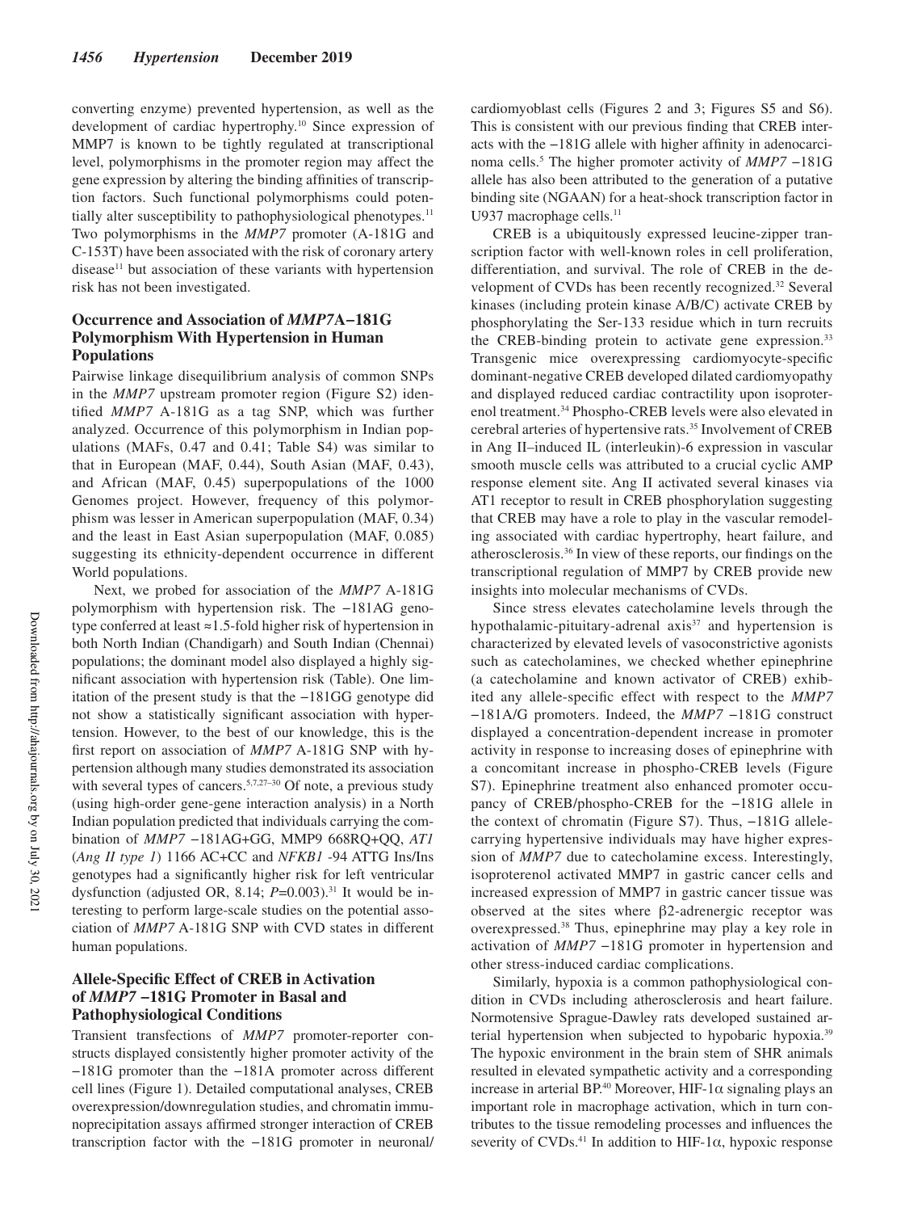converting enzyme) prevented hypertension, as well as the development of cardiac hypertrophy.[10] Since expression of MMP7 is known to be tightly regulated at transcriptional level, polymorphisms in the promoter region may affect the gene expression by altering the binding affinities of transcription factors. Such functional polymorphisms could potentially alter susceptibility to pathophysiological phenotypes.[11] Two polymorphisms in the *MMP7* promoter (A-181G and C-153T) have been associated with the risk of coronary artery disease[11] but association of these variants with hypertension risk has not been investigated.

## Occurrence and Association of *MMP7*A−181G Polymorphism With Hypertension in Human Populations

Pairwise linkage disequilibrium analysis of common SNPs in the *MMP7* upstream promoter region (Figure S2) identified *MMP7* A-181G as a tag SNP, which was further analyzed. Occurrence of this polymorphism in Indian populations (MAFs, 0.47 and 0.41; Table S4) was similar to that in European (MAF, 0.44), South Asian (MAF, 0.43), and African (MAF, 0.45) superpopulations of the 1000 Genomes project. However, frequency of this polymorphism was lesser in American superpopulation (MAF, 0.34) and the least in East Asian superpopulation (MAF, 0.085) suggesting its ethnicity-dependent occurrence in different World populations.

Next, we probed for association of the *MMP7* A-181G polymorphism with hypertension risk. The −181AG genotype conferred at least ≈1.5-fold higher risk of hypertension in both North Indian (Chandigarh) and South Indian (Chennai) populations; the dominant model also displayed a highly significant association with hypertension risk (Table). One limitation of the present study is that the −181GG genotype did not show a statistically significant association with hypertension. However, to the best of our knowledge, this is the first report on association of *MMP7* A-181G SNP with hypertension although many studies demonstrated its association with several types of cancers.[5,7,27–30] Of note, a previous study (using high-order gene-gene interaction analysis) in a North Indian population predicted that individuals carrying the combination of *MMP7* −181AG+GG, MMP9 668RQ+QQ, *AT1* (*Ang II type 1*) 1166 AC+CC and *NFKB1* -94 ATTG Ins/Ins genotypes had a significantly higher risk for left ventricular dysfunction (adjusted OR, 8.14; $P$=0.003).[31] It would be interesting to perform large-scale studies on the potential association of *MMP7* A-181G SNP with CVD states in different human populations.

## Allele-Specific Effect of CREB in Activation of *MMP7* −181G Promoter in Basal and Pathophysiological Conditions

Transient transfections of *MMP7* promoter-reporter constructs displayed consistently higher promoter activity of the −181G promoter than the −181A promoter across different cell lines (Figure 1). Detailed computational analyses, CREB overexpression/downregulation studies, and chromatin immunoprecipitation assays affirmed stronger interaction of CREB transcription factor with the −181G promoter in neuronal/cardiomyoblast cells (Figures 2 and 3; Figures S5 and S6). This is consistent with our previous finding that CREB interacts with the −181G allele with higher affinity in adenocarcinoma cells.[5] The higher promoter activity of *MMP7* −181G allele has also been attributed to the generation of a putative binding site (NGAAN) for a heat-shock transcription factor in U937 macrophage cells.[11]

CREB is a ubiquitously expressed leucine-zipper transcription factor with well-known roles in cell proliferation, differentiation, and survival. The role of CREB in the development of CVDs has been recently recognized.[32] Several kinases (including protein kinase A/B/C) activate CREB by phosphorylating the Ser-133 residue which in turn recruits the CREB-binding protein to activate gene expression.[33] Transgenic mice overexpressing cardiomyocyte-specific dominant-negative CREB developed dilated cardiomyopathy and displayed reduced cardiac contractility upon isoproterenol treatment.[34] Phospho-CREB levels were also elevated in cerebral arteries of hypertensive rats.[35] Involvement of CREB in Ang II–induced IL (interleukin)-6 expression in vascular smooth muscle cells was attributed to a crucial cyclic AMP response element site. Ang II activated several kinases via AT1 receptor to result in CREB phosphorylation suggesting that CREB may have a role to play in the vascular remodeling associated with cardiac hypertrophy, heart failure, and atherosclerosis.[36] In view of these reports, our findings on the transcriptional regulation of MMP7 by CREB provide new insights into molecular mechanisms of CVDs.

Since stress elevates catecholamine levels through the hypothalamic-pituitary-adrenal axis[37] and hypertension is characterized by elevated levels of vasoconstrictive agonists such as catecholamines, we checked whether epinephrine (a catecholamine and known activator of CREB) exhibited any allele-specific effect with respect to the *MMP7* −181A/G promoters. Indeed, the *MMP7* −181G construct displayed a concentration-dependent increase in promoter activity in response to increasing doses of epinephrine with a concomitant increase in phospho-CREB levels (Figure S7). Epinephrine treatment also enhanced promoter occupancy of CREB/phospho-CREB for the −181G allele in the context of chromatin (Figure S7). Thus, −181G allele-carrying hypertensive individuals may have higher expression of *MMP7* due to catecholamine excess. Interestingly, isoproterenol activated MMP7 in gastric cancer cells and increased expression of MMP7 in gastric cancer tissue was observed at the sites where β2-adrenergic receptor was overexpressed.[38] Thus, epinephrine may play a key role in activation of *MMP7* −181G promoter in hypertension and other stress-induced cardiac complications.

Similarly, hypoxia is a common pathophysiological condition in CVDs including atherosclerosis and heart failure. Normotensive Sprague-Dawley rats developed sustained arterial hypertension when subjected to hypobaric hypoxia.[39] The hypoxic environment in the brain stem of SHR animals resulted in elevated sympathetic activity and a corresponding increase in arterial BP.[40] Moreover, HIF-1α signaling plays an important role in macrophage activation, which in turn contributes to the tissue remodeling processes and influences the severity of CVDs.[41] In addition to HIF-1α, hypoxic response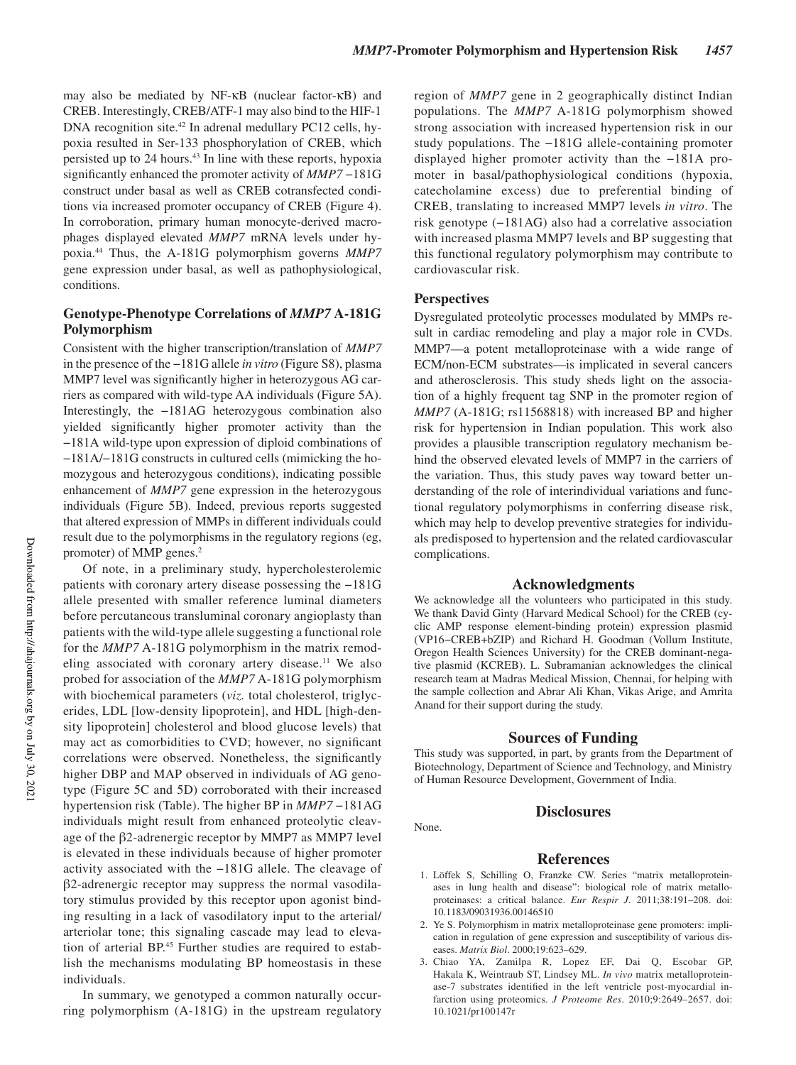may also be mediated by NF-κB (nuclear factor-κB) and CREB. Interestingly, CREB/ATF-1 may also bind to the HIF-1 DNA recognition site.[42] In adrenal medullary PC12 cells, hypoxia resulted in Ser-133 phosphorylation of CREB, which persisted up to 24 hours.[43] In line with these reports, hypoxia significantly enhanced the promoter activity of *MMP7* −181G construct under basal as well as CREB cotransfected conditions via increased promoter occupancy of CREB (Figure 4). In corroboration, primary human monocyte-derived macrophages displayed elevated *MMP7* mRNA levels under hypoxia.[44] Thus, the A-181G polymorphism governs *MMP7* gene expression under basal, as well as pathophysiological, conditions.

## Genotype-Phenotype Correlations of *MMP7* A-181G Polymorphism

Consistent with the higher transcription/translation of *MMP7* in the presence of the −181G allele *in vitro* (Figure S8), plasma MMP7 level was significantly higher in heterozygous AG carriers as compared with wild-type AA individuals (Figure 5A). Interestingly, the −181AG heterozygous combination also yielded significantly higher promoter activity than the −181A wild-type upon expression of diploid combinations of −181A/−181G constructs in cultured cells (mimicking the homozygous and heterozygous conditions), indicating possible enhancement of *MMP7* gene expression in the heterozygous individuals (Figure 5B). Indeed, previous reports suggested that altered expression of MMPs in different individuals could result due to the polymorphisms in the regulatory regions (eg, promoter) of MMP genes.[2]

Of note, in a preliminary study, hypercholesterolemic patients with coronary artery disease possessing the −181G allele presented with smaller reference luminal diameters before percutaneous transluminal coronary angioplasty than patients with the wild-type allele suggesting a functional role for the *MMP7* A-181G polymorphism in the matrix remodeling associated with coronary artery disease.[11] We also probed for association of the *MMP7* A-181G polymorphism with biochemical parameters (*viz.* total cholesterol, triglycerides, LDL [low-density lipoprotein], and HDL [high-density lipoprotein] cholesterol and blood glucose levels) that may act as comorbidities to CVD; however, no significant correlations were observed. Nonetheless, the significantly higher DBP and MAP observed in individuals of AG genotype (Figure 5C and 5D) corroborated with their increased hypertension risk (Table). The higher BP in *MMP7* −181AG individuals might result from enhanced proteolytic cleavage of the β2-adrenergic receptor by MMP7 as MMP7 level is elevated in these individuals because of higher promoter activity associated with the −181G allele. The cleavage of β2-adrenergic receptor may suppress the normal vasodilatory stimulus provided by this receptor upon agonist binding resulting in a lack of vasodilatory input to the arterial/arteriolar tone; this signaling cascade may lead to elevation of arterial BP.[45] Further studies are required to establish the mechanisms modulating BP homeostasis in these individuals.

In summary, we genotyped a common naturally occurring polymorphism (A-181G) in the upstream regulatory region of *MMP7* gene in 2 geographically distinct Indian populations. The *MMP7* A-181G polymorphism showed strong association with increased hypertension risk in our study populations. The −181G allele-containing promoter displayed higher promoter activity than the −181A promoter in basal/pathophysiological conditions (hypoxia, catecholamine excess) due to preferential binding of CREB, translating to increased MMP7 levels *in vitro*. The risk genotype (−181AG) also had a correlative association with increased plasma MMP7 levels and BP suggesting that this functional regulatory polymorphism may contribute to cardiovascular risk.

## Perspectives

Dysregulated proteolytic processes modulated by MMPs result in cardiac remodeling and play a major role in CVDs. MMP7—a potent metalloproteinase with a wide range of ECM/non-ECM substrates—is implicated in several cancers and atherosclerosis. This study sheds light on the association of a highly frequent tag SNP in the promoter region of *MMP7* (A-181G; rs11568818) with increased BP and higher risk for hypertension in Indian population. This work also provides a plausible transcription regulatory mechanism behind the observed elevated levels of MMP7 in the carriers of the variation. Thus, this study paves way toward better understanding of the role of interindividual variations and functional regulatory polymorphisms in conferring disease risk, which may help to develop preventive strategies for individuals predisposed to hypertension and the related cardiovascular complications.

## Acknowledgments

We acknowledge all the volunteers who participated in this study. We thank David Ginty (Harvard Medical School) for the CREB (cyclic AMP response element-binding protein) expression plasmid (VP16−CREB+bZIP) and Richard H. Goodman (Vollum Institute, Oregon Health Sciences University) for the CREB dominant-negative plasmid (KCREB). L. Subramanian acknowledges the clinical research team at Madras Medical Mission, Chennai, for helping with the sample collection and Abrar Ali Khan, Vikas Arige, and Amrita Anand for their support during the study.

## Sources of Funding

This study was supported, in part, by grants from the Department of Biotechnology, Department of Science and Technology, and Ministry of Human Resource Development, Government of India.

## Disclosures

None.

## References

1. Löffek S, Schilling O, Franzke CW. Series "matrix metalloproteinases in lung health and disease": biological role of matrix metalloproteinases: a critical balance. *Eur Respir J*. 2011;38:191–208. doi: 10.1183/09031936.00146510
2. Ye S. Polymorphism in matrix metalloproteinase gene promoters: implication in regulation of gene expression and susceptibility of various diseases. *Matrix Biol*. 2000;19:623–629.
3. Chiao YA, Zamilpa R, Lopez EF, Dai Q, Escobar GP, Hakala K, Weintraub ST, Lindsey ML. *In vivo* matrix metalloproteinase-7 substrates identified in the left ventricle post-myocardial infarction using proteomics. *J Proteome Res*. 2010;9:2649–2657. doi: 10.1021/pr100147r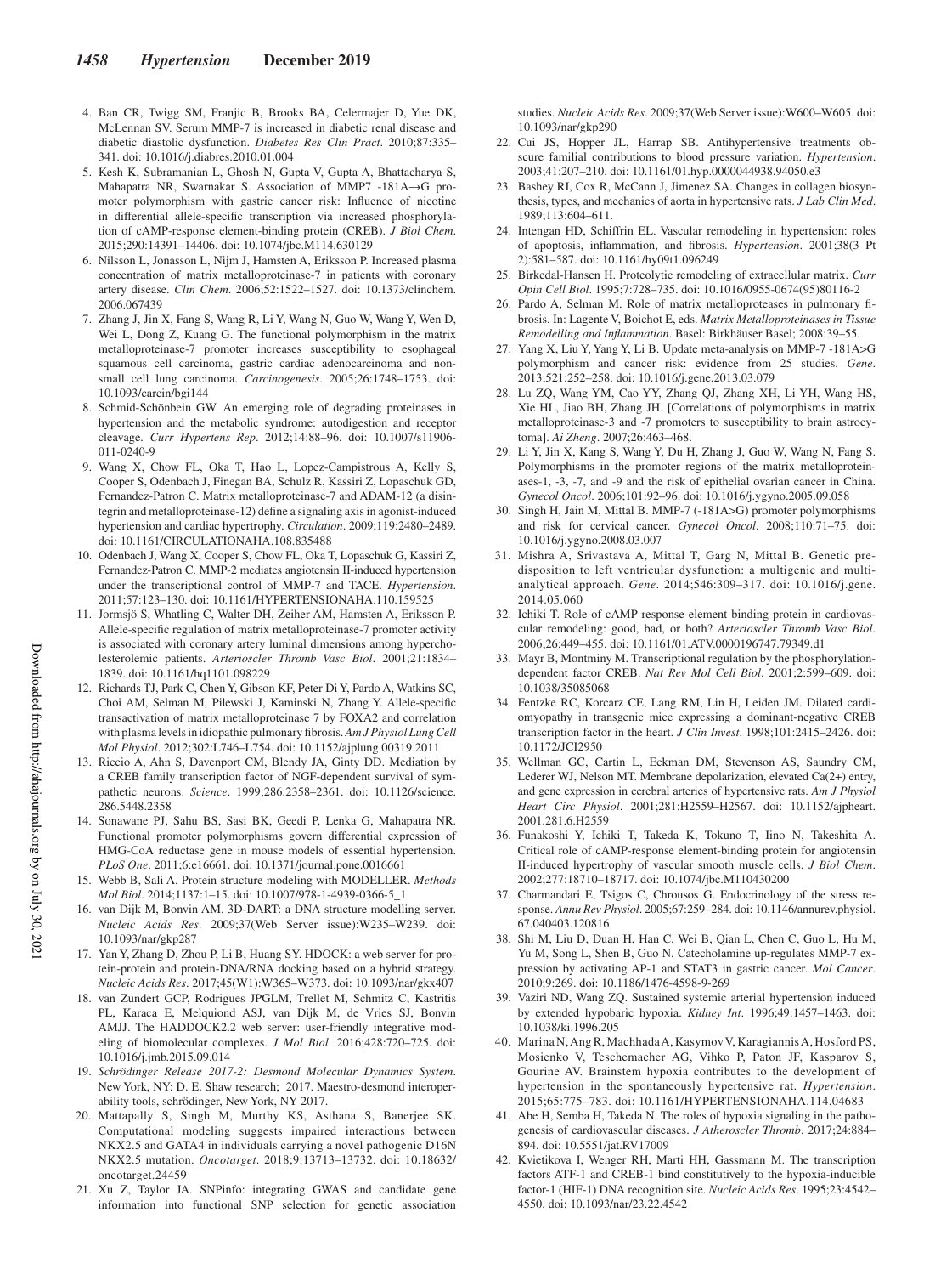4. Ban CR, Twigg SM, Franjic B, Brooks BA, Celermajer D, Yue DK, McLennan SV. Serum MMP-7 is increased in diabetic renal disease and diabetic diastolic dysfunction. *Diabetes Res Clin Pract*. 2010;87:335–341. doi: 10.1016/j.diabres.2010.01.004
5. Kesh K, Subramanian L, Ghosh N, Gupta V, Gupta A, Bhattacharya S, Mahapatra NR, Swarnakar S. Association of MMP7 -181A→G promoter polymorphism with gastric cancer risk: Influence of nicotine in differential allele-specific transcription via increased phosphorylation of cAMP-response element-binding protein (CREB). *J Biol Chem*. 2015;290:14391–14406. doi: 10.1074/jbc.M114.630129
6. Nilsson L, Jonasson L, Nijm J, Hamsten A, Eriksson P. Increased plasma concentration of matrix metalloproteinase-7 in patients with coronary artery disease. *Clin Chem*. 2006;52:1522–1527. doi: 10.1373/clinchem.2006.067439
7. Zhang J, Jin X, Fang S, Wang R, Li Y, Wang N, Guo W, Wang Y, Wen D, Wei L, Dong Z, Kuang G. The functional polymorphism in the matrix metalloproteinase-7 promoter increases susceptibility to esophageal squamous cell carcinoma, gastric cardiac adenocarcinoma and non-small cell lung carcinoma. *Carcinogenesis*. 2005;26:1748–1753. doi: 10.1093/carcin/bgi144
8. Schmid-Schönbein GW. An emerging role of degrading proteinases in hypertension and the metabolic syndrome: autodigestion and receptor cleavage. *Curr Hypertens Rep*. 2012;14:88–96. doi: 10.1007/s11906-011-0240-9
9. Wang X, Chow FL, Oka T, Hao L, Lopez-Campistrous A, Kelly S, Cooper S, Odenbach J, Finegan BA, Schulz R, Kassiri Z, Lopaschuk GD, Fernandez-Patron C. Matrix metalloproteinase-7 and ADAM-12 (a disintegrin and metalloproteinase-12) define a signaling axis in agonist-induced hypertension and cardiac hypertrophy. *Circulation*. 2009;119:2480–2489. doi: 10.1161/CIRCULATIONAHA.108.835488
10. Odenbach J, Wang X, Cooper S, Chow FL, Oka T, Lopaschuk G, Kassiri Z, Fernandez-Patron C. MMP-2 mediates angiotensin II-induced hypertension under the transcriptional control of MMP-7 and TACE. *Hypertension*. 2011;57:123–130. doi: 10.1161/HYPERTENSIONAHA.110.159525
11. Jormsjö S, Whatling C, Walter DH, Zeiher AM, Hamsten A, Eriksson P. Allele-specific regulation of matrix metalloproteinase-7 promoter activity is associated with coronary artery luminal dimensions among hypercholesterolemic patients. *Arterioscler Thromb Vasc Biol*. 2001;21:1834–1839. doi: 10.1161/hq1101.098229
12. Richards TJ, Park C, Chen Y, Gibson KF, Peter Di Y, Pardo A, Watkins SC, Choi AM, Selman M, Pilewski J, Kaminski N, Zhang Y. Allele-specific transactivation of matrix metalloproteinase 7 by FOXA2 and correlation with plasma levels in idiopathic pulmonary fibrosis. *Am J Physiol Lung Cell Mol Physiol*. 2012;302:L746–L754. doi: 10.1152/ajplung.00319.2011
13. Riccio A, Ahn S, Davenport CM, Blendy JA, Ginty DD. Mediation by a CREB family transcription factor of NGF-dependent survival of sympathetic neurons. *Science*. 1999;286:2358–2361. doi: 10.1126/science.286.5448.2358
14. Sonawane PJ, Sahu BS, Sasi BK, Geedi P, Lenka G, Mahapatra NR. Functional promoter polymorphisms govern differential expression of HMG-CoA reductase gene in mouse models of essential hypertension. *PLoS One*. 2011;6:e16661. doi: 10.1371/journal.pone.0016661
15. Webb B, Sali A. Protein structure modeling with MODELLER. *Methods Mol Biol*. 2014;1137:1–15. doi: 10.1007/978-1-4939-0366-5_1
16. van Dijk M, Bonvin AM. 3D-DART: a DNA structure modelling server. *Nucleic Acids Res*. 2009;37(Web Server issue):W235–W239. doi: 10.1093/nar/gkp287
17. Yan Y, Zhang D, Zhou P, Li B, Huang SY. HDOCK: a web server for protein-protein and protein-DNA/RNA docking based on a hybrid strategy. *Nucleic Acids Res*. 2017;45(W1):W365–W373. doi: 10.1093/nar/gkx407
18. van Zundert GCP, Rodrigues JPGLM, Trellet M, Schmitz C, Kastritis PL, Karaca E, Melquiond ASJ, van Dijk M, de Vries SJ, Bonvin AMJJ. The HADDOCK2.2 web server: user-friendly integrative modeling of biomolecular complexes. *J Mol Biol*. 2016;428:720–725. doi: 10.1016/j.jmb.2015.09.014
19. *Schrödinger Release 2017-2: Desmond Molecular Dynamics System*. New York, NY: D. E. Shaw research; 2017. Maestro-desmond interoperability tools, schrödinger, New York, NY 2017.
20. Mattapally S, Singh M, Murthy KS, Asthana S, Banerjee SK. Computational modeling suggests impaired interactions between NKX2.5 and GATA4 in individuals carrying a novel pathogenic D16N NKX2.5 mutation. *Oncotarget*. 2018;9:13713–13732. doi: 10.18632/oncotarget.24459
21. Xu Z, Taylor JA. SNPinfo: integrating GWAS and candidate gene information into functional SNP selection for genetic association studies. *Nucleic Acids Res*. 2009;37(Web Server issue):W600–W605. doi: 10.1093/nar/gkp290
22. Cui JS, Hopper JL, Harrap SB. Antihypertensive treatments obscure familial contributions to blood pressure variation. *Hypertension*. 2003;41:207–210. doi: 10.1161/01.hyp.0000044938.94050.e3
23. Bashey RI, Cox R, McCann J, Jimenez SA. Changes in collagen biosynthesis, types, and mechanics of aorta in hypertensive rats. *J Lab Clin Med*. 1989;113:604–611.
24. Intengan HD, Schiffrin EL. Vascular remodeling in hypertension: roles of apoptosis, inflammation, and fibrosis. *Hypertension*. 2001;38(3 Pt 2):581–587. doi: 10.1161/hy09t1.096249
25. Birkedal-Hansen H. Proteolytic remodeling of extracellular matrix. *Curr Opin Cell Biol*. 1995;7:728–735. doi: 10.1016/0955-0674(95)80116-2
26. Pardo A, Selman M. Role of matrix metalloproteases in pulmonary fibrosis. In: Lagente V, Boichot E, eds. *Matrix Metalloproteinases in Tissue Remodelling and Inflammation*. Basel: Birkhäuser Basel; 2008:39–55.
27. Yang X, Liu Y, Yang Y, Li B. Update meta-analysis on MMP-7 -181A>G polymorphism and cancer risk: evidence from 25 studies. *Gene*. 2013;521:252–258. doi: 10.1016/j.gene.2013.03.079
28. Lu ZQ, Wang YM, Cao YY, Zhang QJ, Zhang XH, Li YH, Wang HS, Xie HL, Jiao BH, Zhang JH. [Correlations of polymorphisms in matrix metalloproteinase-3 and -7 promoters to susceptibility to brain astrocytoma]. *Ai Zheng*. 2007;26:463–468.
29. Li Y, Jin X, Kang S, Wang Y, Du H, Zhang J, Guo W, Wang N, Fang S. Polymorphisms in the promoter regions of the matrix metalloproteinases-1, -3, -7, and -9 and the risk of epithelial ovarian cancer in China. *Gynecol Oncol*. 2006;101:92–96. doi: 10.1016/j.ygyno.2005.09.058
30. Singh H, Jain M, Mittal B. MMP-7 (-181A>G) promoter polymorphisms and risk for cervical cancer. *Gynecol Oncol*. 2008;110:71–75. doi: 10.1016/j.ygyno.2008.03.007
31. Mishra A, Srivastava A, Mittal T, Garg N, Mittal B. Genetic predisposition to left ventricular dysfunction: a multigenic and multi-analytical approach. *Gene*. 2014;546:309–317. doi: 10.1016/j.gene.2014.05.060
32. Ichiki T. Role of cAMP response element binding protein in cardiovascular remodeling: good, bad, or both? *Arterioscler Thromb Vasc Biol*. 2006;26:449–455. doi: 10.1161/01.ATV.0000196747.79349.d1
33. Mayr B, Montminy M. Transcriptional regulation by the phosphorylation-dependent factor CREB. *Nat Rev Mol Cell Biol*. 2001;2:599–609. doi: 10.1038/35085068
34. Fentzke RC, Korcarz CE, Lang RM, Lin H, Leiden JM. Dilated cardiomyopathy in transgenic mice expressing a dominant-negative CREB transcription factor in the heart. *J Clin Invest*. 1998;101:2415–2426. doi: 10.1172/JCI2950
35. Wellman GC, Cartin L, Eckman DM, Stevenson AS, Saundry CM, Lederer WJ, Nelson MT. Membrane depolarization, elevated Ca(2+) entry, and gene expression in cerebral arteries of hypertensive rats. *Am J Physiol Heart Circ Physiol*. 2001;281:H2559–H2567. doi: 10.1152/ajpheart.2001.281.6.H2559
36. Funakoshi Y, Ichiki T, Takeda K, Tokuno T, Iino N, Takeshita A. Critical role of cAMP-response element-binding protein for angiotensin II-induced hypertrophy of vascular smooth muscle cells. *J Biol Chem*. 2002;277:18710–18717. doi: 10.1074/jbc.M110430200
37. Charmandari E, Tsigos C, Chrousos G. Endocrinology of the stress response. *Annu Rev Physiol*. 2005;67:259–284. doi: 10.1146/annurev.physiol.67.040403.120816
38. Shi M, Liu D, Duan H, Han C, Wei B, Qian L, Chen C, Guo L, Hu M, Yu M, Song L, Shen B, Guo N. Catecholamine up-regulates MMP-7 expression by activating AP-1 and STAT3 in gastric cancer. *Mol Cancer*. 2010;9:269. doi: 10.1186/1476-4598-9-269
39. Vaziri ND, Wang ZQ. Sustained systemic arterial hypertension induced by extended hypobaric hypoxia. *Kidney Int*. 1996;49:1457–1463. doi: 10.1038/ki.1996.205
40. Marina N, Ang R, Machhada A, Kasymov V, Karagiannis A, Hosford PS, Mosienko V, Teschemacher AG, Vihko P, Paton JF, Kasparov S, Gourine AV. Brainstem hypoxia contributes to the development of hypertension in the spontaneously hypertensive rat. *Hypertension*. 2015;65:775–783. doi: 10.1161/HYPERTENSIONAHA.114.04683
41. Abe H, Semba H, Takeda N. The roles of hypoxia signaling in the pathogenesis of cardiovascular diseases. *J Atheroscler Thromb*. 2017;24:884–894. doi: 10.5551/jat.RV17009
42. Kvietikova I, Wenger RH, Marti HH, Gassmann M. The transcription factors ATF-1 and CREB-1 bind constitutively to the hypoxia-inducible factor-1 (HIF-1) DNA recognition site. *Nucleic Acids Res*. 1995;23:4542–4550. doi: 10.1093/nar/23.22.4542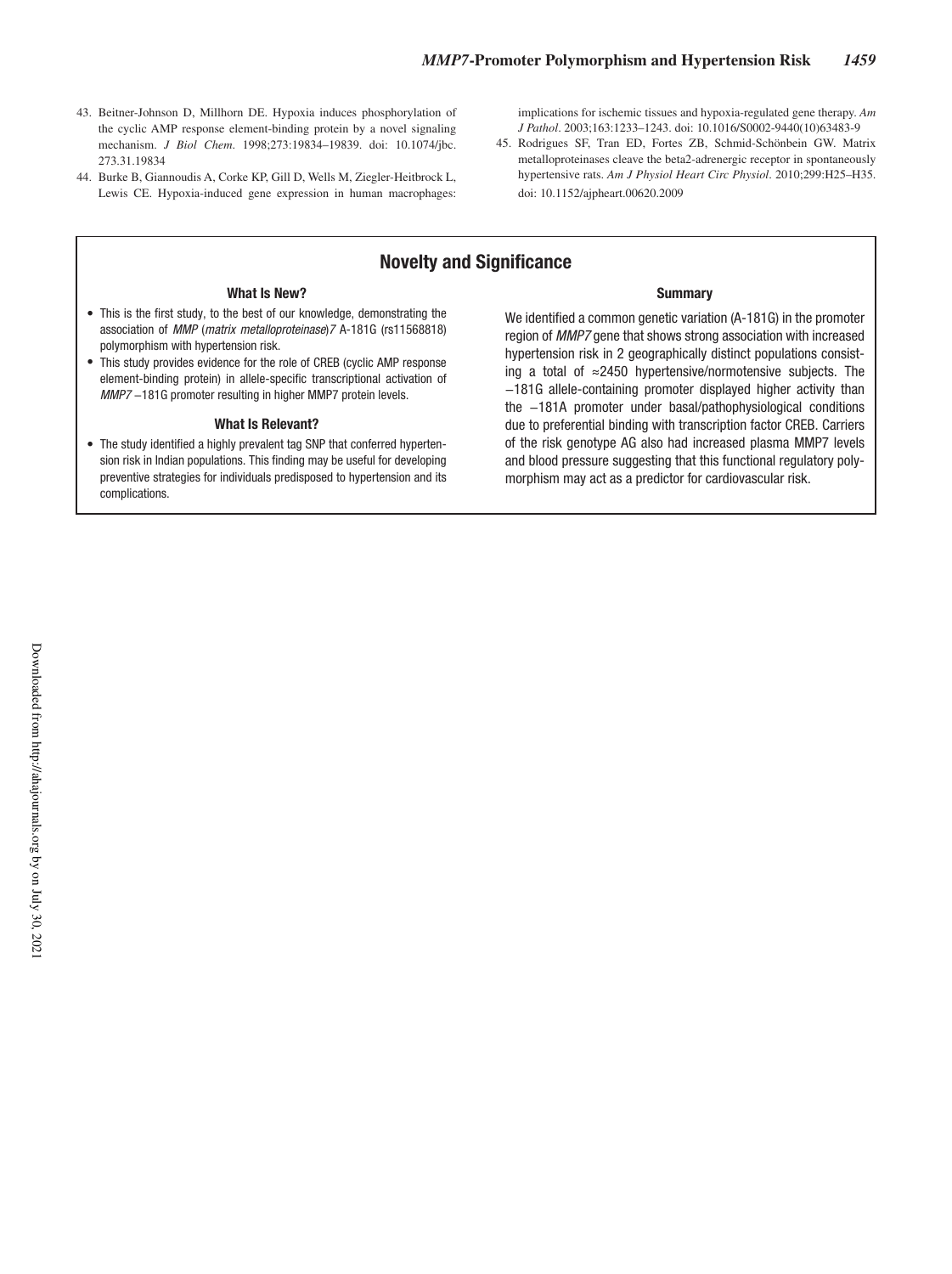43. Beitner-Johnson D, Millhorn DE. Hypoxia induces phosphorylation of the cyclic AMP response element-binding protein by a novel signaling mechanism. *J Biol Chem*. 1998;273:19834–19839. doi: 10.1074/jbc.273.31.19834
44. Burke B, Giannoudis A, Corke KP, Gill D, Wells M, Ziegler-Heitbrock L, Lewis CE. Hypoxia-induced gene expression in human macrophages: implications for ischemic tissues and hypoxia-regulated gene therapy. *Am J Pathol*. 2003;163:1233–1243. doi: 10.1016/S0002-9440(10)63483-9
45. Rodrigues SF, Tran ED, Fortes ZB, Schmid-Schönbein GW. Matrix metalloproteinases cleave the beta2-adrenergic receptor in spontaneously hypertensive rats. *Am J Physiol Heart Circ Physiol*. 2010;299:H25–H35. doi: 10.1152/ajpheart.00620.2009

## Novelty and Significance

### What Is New?

- This is the first study, to the best of our knowledge, demonstrating the association of *MMP* (*matrix metalloproteinase*)*7* A-181G (rs11568818) polymorphism with hypertension risk.
- This study provides evidence for the role of CREB (cyclic AMP response element-binding protein) in allele-specific transcriptional activation of *MMP7* −181G promoter resulting in higher MMP7 protein levels.

### What Is Relevant?

- The study identified a highly prevalent tag SNP that conferred hypertension risk in Indian populations. This finding may be useful for developing preventive strategies for individuals predisposed to hypertension and its complications.

### Summary

We identified a common genetic variation (A-181G) in the promoter region of *MMP7* gene that shows strong association with increased hypertension risk in 2 geographically distinct populations consisting a total of ≈2450 hypertensive/normotensive subjects. The −181G allele-containing promoter displayed higher activity than the −181A promoter under basal/pathophysiological conditions due to preferential binding with transcription factor CREB. Carriers of the risk genotype AG also had increased plasma MMP7 levels and blood pressure suggesting that this functional regulatory polymorphism may act as a predictor for cardiovascular risk.